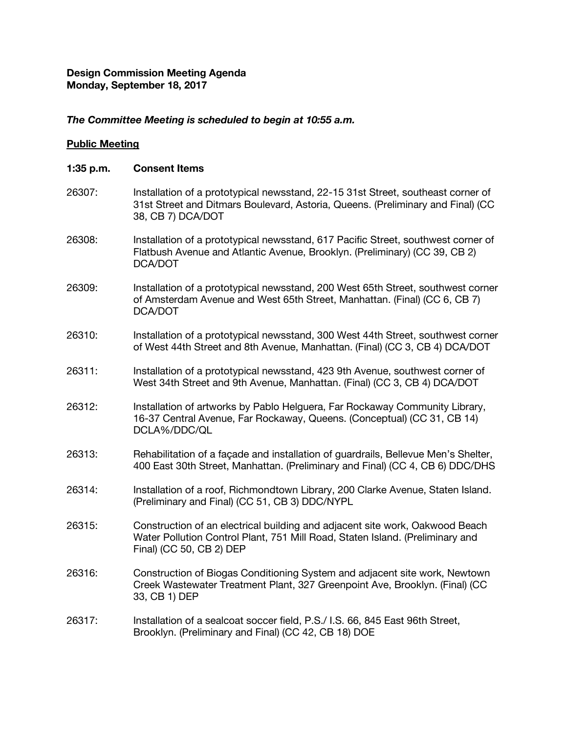**Design Commission Meeting Agenda**
**Monday, September 18, 2017**

***The Committee Meeting is scheduled to begin at 10:55 a.m.***

**Public Meeting**

**1:35 p.m. Consent Items**

26307: Installation of a prototypical newsstand, 22-15 31st Street, southeast corner of 31st Street and Ditmars Boulevard, Astoria, Queens. (Preliminary and Final) (CC 38, CB 7) DCA/DOT

26308: Installation of a prototypical newsstand, 617 Pacific Street, southwest corner of Flatbush Avenue and Atlantic Avenue, Brooklyn. (Preliminary) (CC 39, CB 2) DCA/DOT

26309: Installation of a prototypical newsstand, 200 West 65th Street, southwest corner of Amsterdam Avenue and West 65th Street, Manhattan. (Final) (CC 6, CB 7) DCA/DOT

26310: Installation of a prototypical newsstand, 300 West 44th Street, southwest corner of West 44th Street and 8th Avenue, Manhattan. (Final) (CC 3, CB 4) DCA/DOT

26311: Installation of a prototypical newsstand, 423 9th Avenue, southwest corner of West 34th Street and 9th Avenue, Manhattan. (Final) (CC 3, CB 4) DCA/DOT

26312: Installation of artworks by Pablo Helguera, Far Rockaway Community Library, 16-37 Central Avenue, Far Rockaway, Queens. (Conceptual) (CC 31, CB 14) DCLA%/DDC/QL

26313: Rehabilitation of a façade and installation of guardrails, Bellevue Men's Shelter, 400 East 30th Street, Manhattan. (Preliminary and Final) (CC 4, CB 6) DDC/DHS

26314: Installation of a roof, Richmondtown Library, 200 Clarke Avenue, Staten Island. (Preliminary and Final) (CC 51, CB 3) DDC/NYPL

26315: Construction of an electrical building and adjacent site work, Oakwood Beach Water Pollution Control Plant, 751 Mill Road, Staten Island. (Preliminary and Final) (CC 50, CB 2) DEP

26316: Construction of Biogas Conditioning System and adjacent site work, Newtown Creek Wastewater Treatment Plant, 327 Greenpoint Ave, Brooklyn. (Final) (CC 33, CB 1) DEP

26317: Installation of a sealcoat soccer field, P.S./ I.S. 66, 845 East 96th Street, Brooklyn. (Preliminary and Final) (CC 42, CB 18) DOE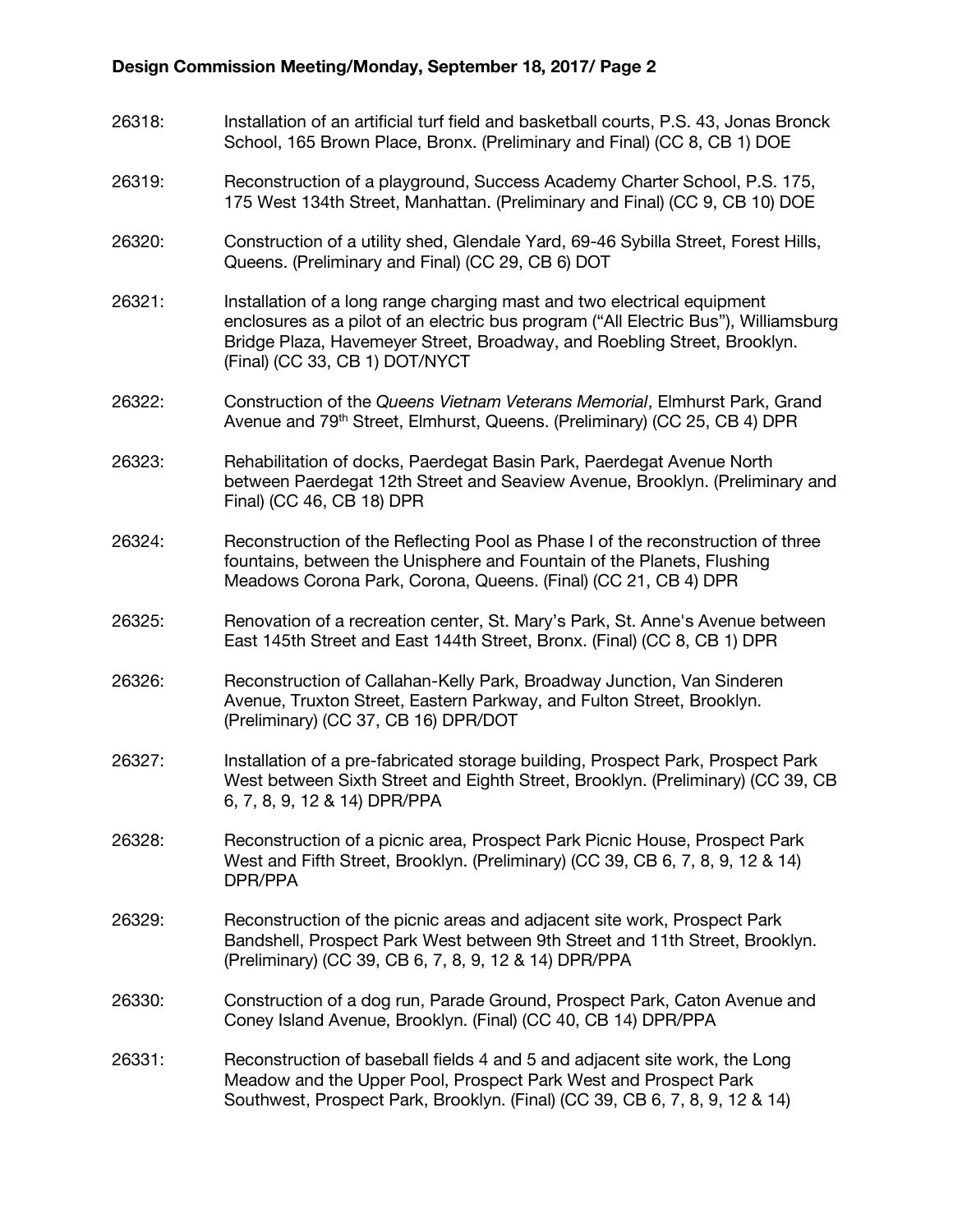26318: Installation of an artificial turf field and basketball courts, P.S. 43, Jonas Bronck School, 165 Brown Place, Bronx. (Preliminary and Final) (CC 8, CB 1) DOE

26319: Reconstruction of a playground, Success Academy Charter School, P.S. 175, 175 West 134th Street, Manhattan. (Preliminary and Final) (CC 9, CB 10) DOE

26320: Construction of a utility shed, Glendale Yard, 69-46 Sybilla Street, Forest Hills, Queens. (Preliminary and Final) (CC 29, CB 6) DOT

26321: Installation of a long range charging mast and two electrical equipment enclosures as a pilot of an electric bus program ("All Electric Bus"), Williamsburg Bridge Plaza, Havemeyer Street, Broadway, and Roebling Street, Brooklyn. (Final) (CC 33, CB 1) DOT/NYCT

26322: Construction of the *Queens Vietnam Veterans Memorial*, Elmhurst Park, Grand Avenue and 79th Street, Elmhurst, Queens. (Preliminary) (CC 25, CB 4) DPR

26323: Rehabilitation of docks, Paerdegat Basin Park, Paerdegat Avenue North between Paerdegat 12th Street and Seaview Avenue, Brooklyn. (Preliminary and Final) (CC 46, CB 18) DPR

26324: Reconstruction of the Reflecting Pool as Phase I of the reconstruction of three fountains, between the Unisphere and Fountain of the Planets, Flushing Meadows Corona Park, Corona, Queens. (Final) (CC 21, CB 4) DPR

26325: Renovation of a recreation center, St. Mary's Park, St. Anne's Avenue between East 145th Street and East 144th Street, Bronx. (Final) (CC 8, CB 1) DPR

26326: Reconstruction of Callahan-Kelly Park, Broadway Junction, Van Sinderen Avenue, Truxton Street, Eastern Parkway, and Fulton Street, Brooklyn. (Preliminary) (CC 37, CB 16) DPR/DOT

26327: Installation of a pre-fabricated storage building, Prospect Park, Prospect Park West between Sixth Street and Eighth Street, Brooklyn. (Preliminary) (CC 39, CB 6, 7, 8, 9, 12 & 14) DPR/PPA

26328: Reconstruction of a picnic area, Prospect Park Picnic House, Prospect Park West and Fifth Street, Brooklyn. (Preliminary) (CC 39, CB 6, 7, 8, 9, 12 & 14) DPR/PPA

26329: Reconstruction of the picnic areas and adjacent site work, Prospect Park Bandshell, Prospect Park West between 9th Street and 11th Street, Brooklyn. (Preliminary) (CC 39, CB 6, 7, 8, 9, 12 & 14) DPR/PPA

26330: Construction of a dog run, Parade Ground, Prospect Park, Caton Avenue and Coney Island Avenue, Brooklyn. (Final) (CC 40, CB 14) DPR/PPA

26331: Reconstruction of baseball fields 4 and 5 and adjacent site work, the Long Meadow and the Upper Pool, Prospect Park West and Prospect Park Southwest, Prospect Park, Brooklyn. (Final) (CC 39, CB 6, 7, 8, 9, 12 & 14)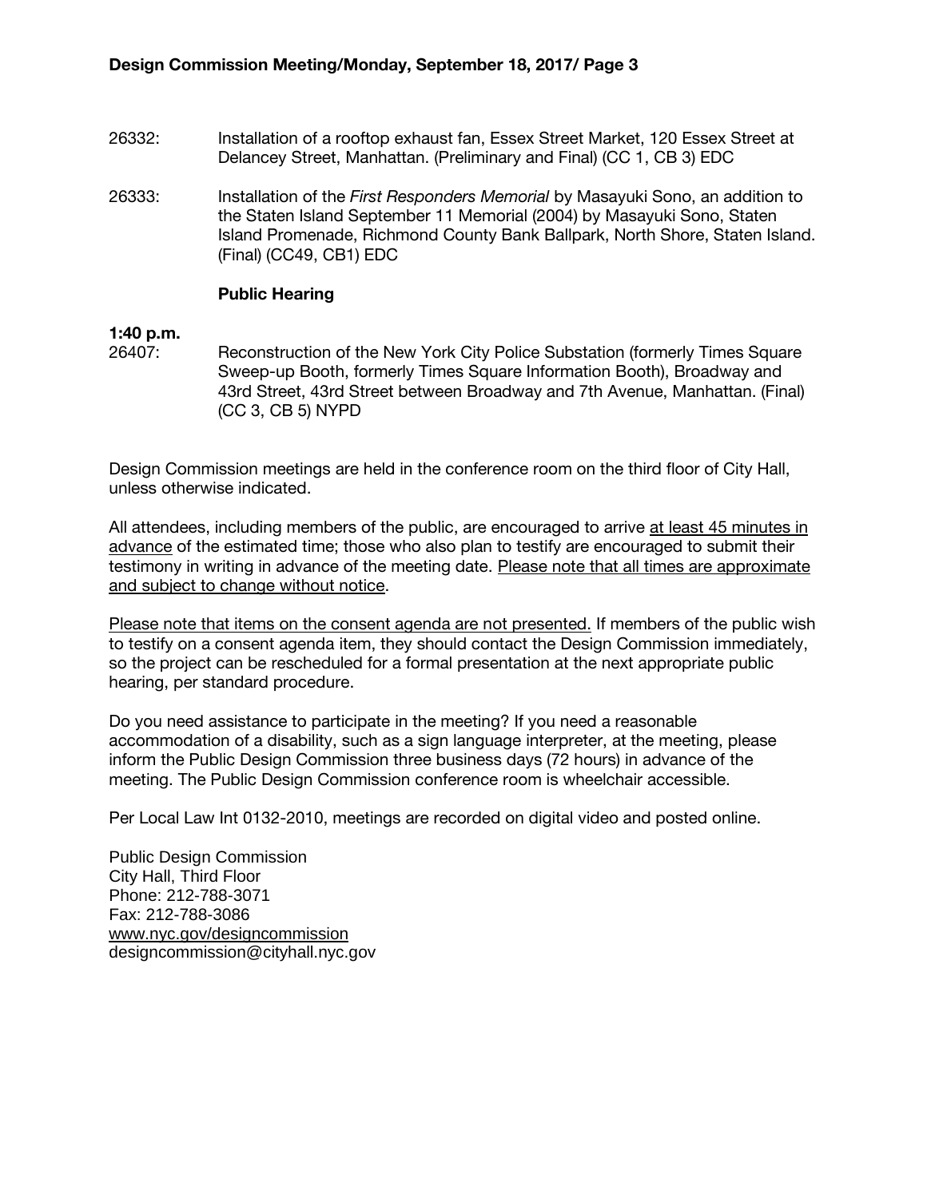26332: Installation of a rooftop exhaust fan, Essex Street Market, 120 Essex Street at Delancey Street, Manhattan. (Preliminary and Final) (CC 1, CB 3) EDC

26333: Installation of the *First Responders Memorial* by Masayuki Sono, an addition to the Staten Island September 11 Memorial (2004) by Masayuki Sono, Staten Island Promenade, Richmond County Bank Ballpark, North Shore, Staten Island. (Final) (CC49, CB1) EDC

**Public Hearing**

**1:40 p.m.**

26407: Reconstruction of the New York City Police Substation (formerly Times Square Sweep-up Booth, formerly Times Square Information Booth), Broadway and 43rd Street, 43rd Street between Broadway and 7th Avenue, Manhattan. (Final) (CC 3, CB 5) NYPD

Design Commission meetings are held in the conference room on the third floor of City Hall, unless otherwise indicated.

All attendees, including members of the public, are encouraged to arrive at least 45 minutes in advance of the estimated time; those who also plan to testify are encouraged to submit their testimony in writing in advance of the meeting date. Please note that all times are approximate and subject to change without notice.

Please note that items on the consent agenda are not presented. If members of the public wish to testify on a consent agenda item, they should contact the Design Commission immediately, so the project can be rescheduled for a formal presentation at the next appropriate public hearing, per standard procedure.

Do you need assistance to participate in the meeting? If you need a reasonable accommodation of a disability, such as a sign language interpreter, at the meeting, please inform the Public Design Commission three business days (72 hours) in advance of the meeting. The Public Design Commission conference room is wheelchair accessible.

Per Local Law Int 0132-2010, meetings are recorded on digital video and posted online.

Public Design Commission
City Hall, Third Floor
Phone: 212-788-3071
Fax: 212-788-3086
www.nyc.gov/designcommission
designcommission@cityhall.nyc.gov